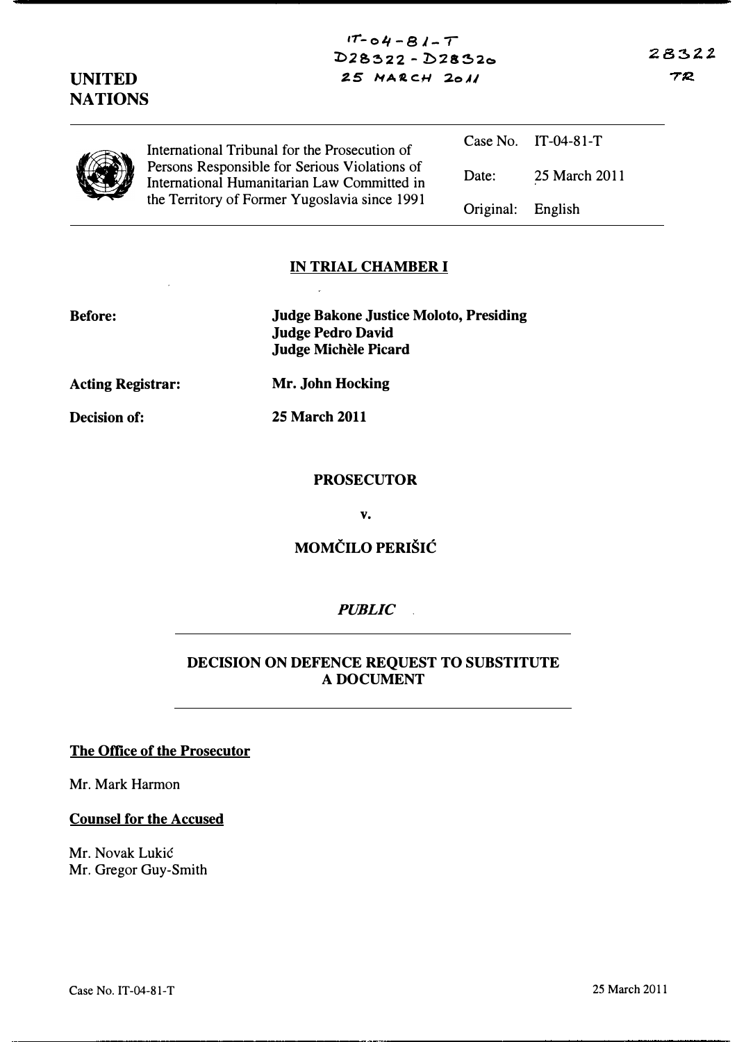IT-04-81-T
D28322 - D28320
25 MARCH 2011

28322
TR

**UNITED NATIONS**

International Tribunal for the Prosecution of Persons Responsible for Serious Violations of International Humanitarian Law Committed in the Territory of Former Yugoslavia since 1991

| | |
|---|---|
| Case No. | IT-04-81-T |
| Date: | 25 March 2011 |
| Original: | English |

## IN TRIAL CHAMBER I

**Before:** **Judge Bakone Justice Moloto, Presiding**
**Judge Pedro David**
**Judge Michèle Picard**

**Acting Registrar:** **Mr. John Hocking**

**Decision of:** **25 March 2011**

**PROSECUTOR**

**v.**

**MOMČILO PERIŠIĆ**

*PUBLIC*

## DECISION ON DEFENCE REQUEST TO SUBSTITUTE A DOCUMENT

**The Office of the Prosecutor**

Mr. Mark Harmon

**Counsel for the Accused**

Mr. Novak Lukić
Mr. Gregor Guy-Smith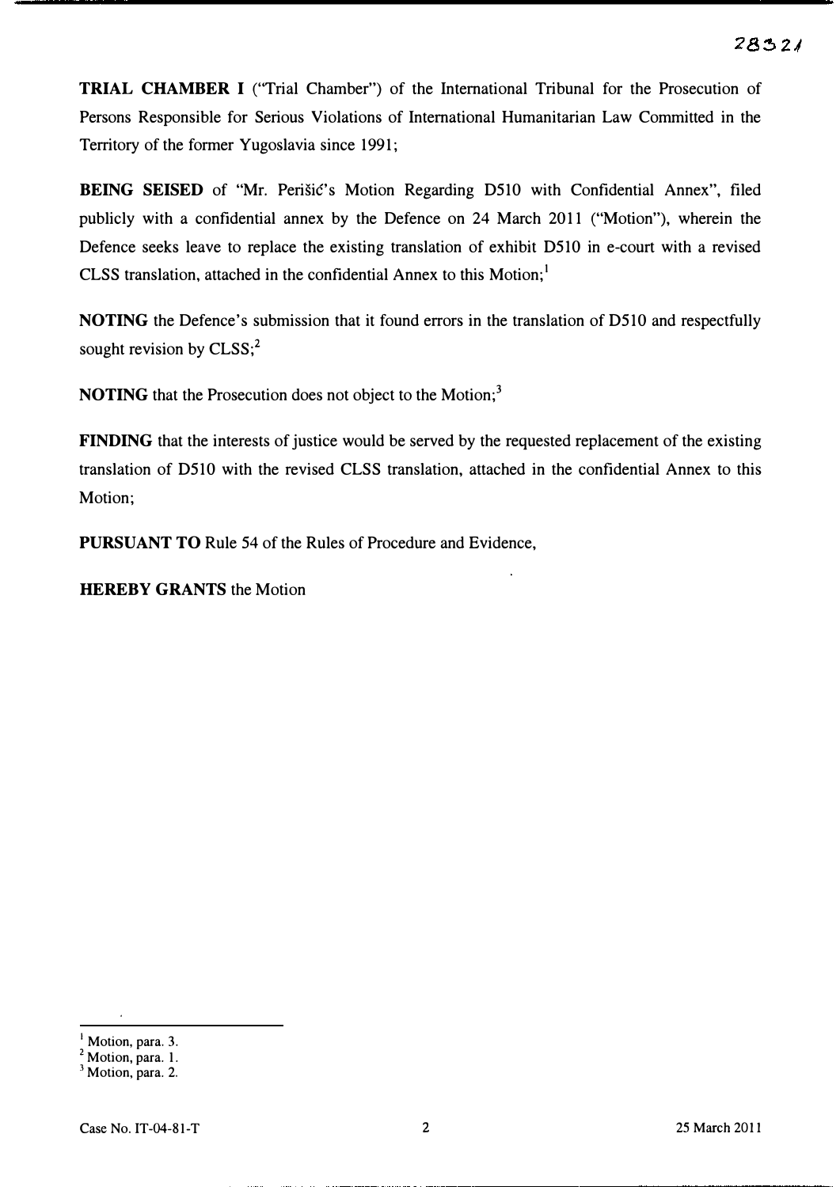**TRIAL CHAMBER I** ("Trial Chamber") of the International Tribunal for the Prosecution of Persons Responsible for Serious Violations of International Humanitarian Law Committed in the Territory of the former Yugoslavia since 1991;

**BEING SEISED** of "Mr. Perišić's Motion Regarding D510 with Confidential Annex", filed publicly with a confidential annex by the Defence on 24 March 2011 ("Motion"), wherein the Defence seeks leave to replace the existing translation of exhibit D510 in e-court with a revised CLSS translation, attached in the confidential Annex to this Motion;[1]

**NOTING** the Defence's submission that it found errors in the translation of D510 and respectfully sought revision by CLSS;[2]

**NOTING** that the Prosecution does not object to the Motion;[3]

**FINDING** that the interests of justice would be served by the requested replacement of the existing translation of D510 with the revised CLSS translation, attached in the confidential Annex to this Motion;

**PURSUANT TO** Rule 54 of the Rules of Procedure and Evidence,

**HEREBY GRANTS** the Motion

---

[1] Motion, para. 3.
[2] Motion, para. 1.
[3] Motion, para. 2.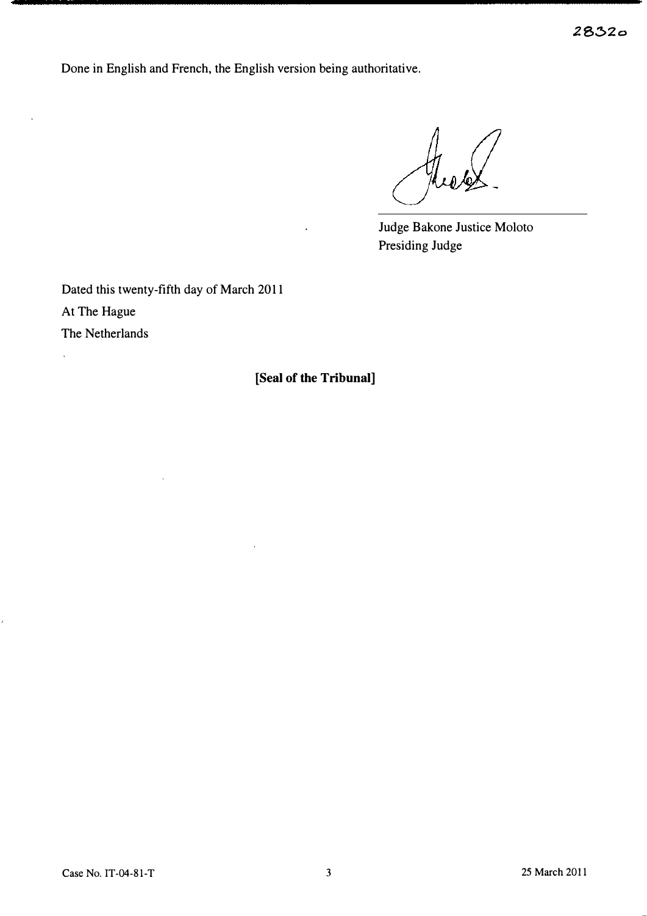Done in English and French, the English version being authoritative.

Judge Bakone Justice Moloto
Presiding Judge

Dated this twenty-fifth day of March 2011
At The Hague
The Netherlands

**[Seal of the Tribunal]**